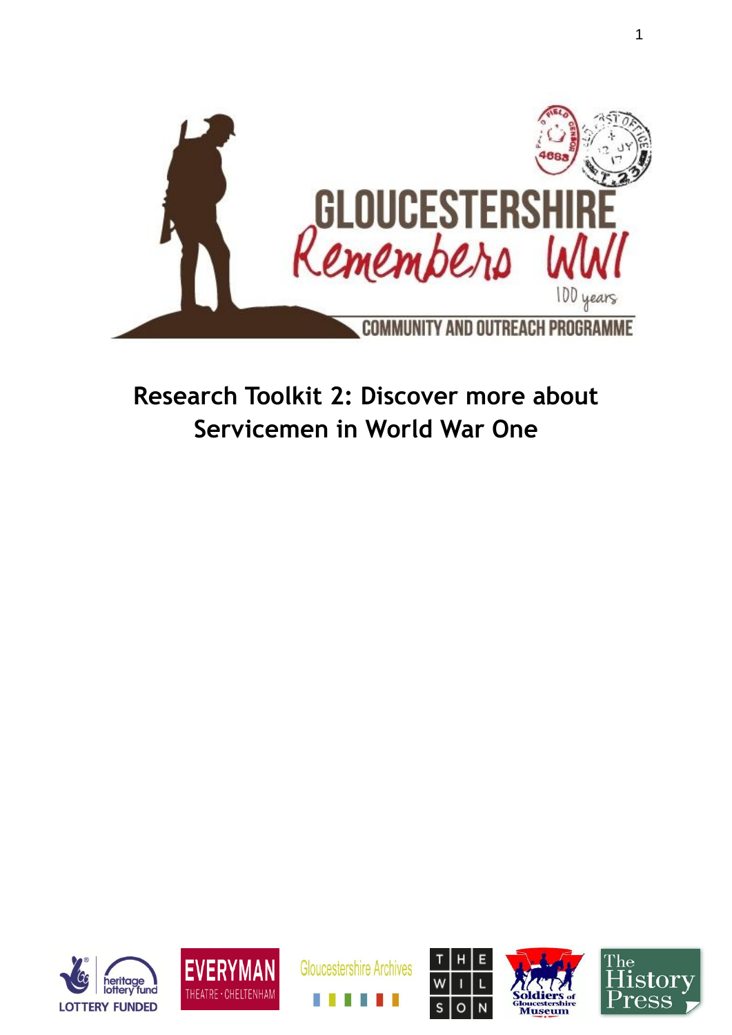# GLOUCESTERSHIRE Remembers WWI

100 years

COMMUNITY AND OUTREACH PROGRAMME

## Research Toolkit 2: Discover more about Servicemen in World War One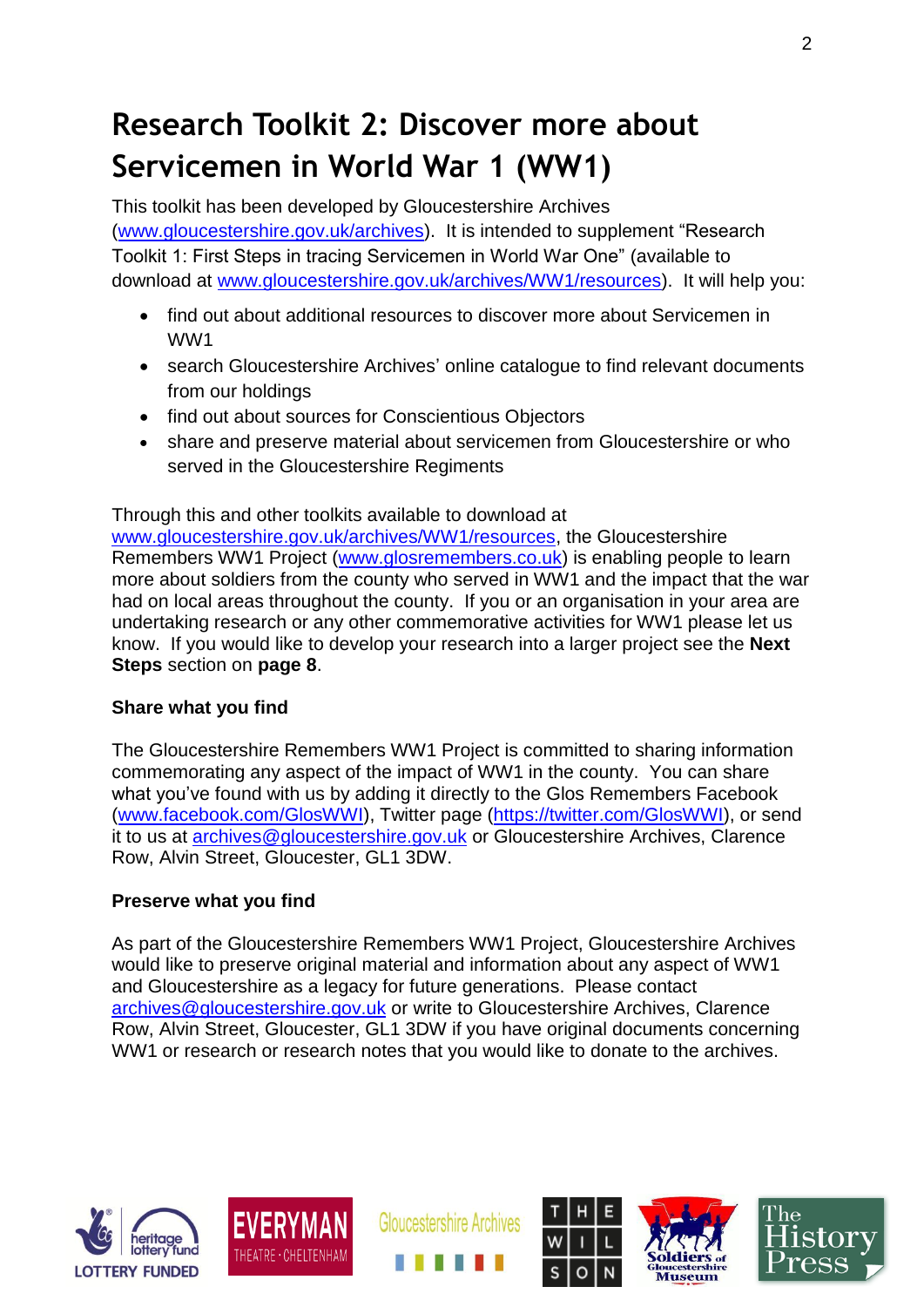# Research Toolkit 2: Discover more about Servicemen in World War 1 (WW1)

This toolkit has been developed by Gloucestershire Archives (www.gloucestershire.gov.uk/archives). It is intended to supplement "Research Toolkit 1: First Steps in tracing Servicemen in World War One" (available to download at www.gloucestershire.gov.uk/archives/WW1/resources). It will help you:

- find out about additional resources to discover more about Servicemen in WW1
- search Gloucestershire Archives' online catalogue to find relevant documents from our holdings
- find out about sources for Conscientious Objectors
- share and preserve material about servicemen from Gloucestershire or who served in the Gloucestershire Regiments

Through this and other toolkits available to download at www.gloucestershire.gov.uk/archives/WW1/resources, the Gloucestershire Remembers WW1 Project (www.glosremembers.co.uk) is enabling people to learn more about soldiers from the county who served in WW1 and the impact that the war had on local areas throughout the county. If you or an organisation in your area are undertaking research or any other commemorative activities for WW1 please let us know. If you would like to develop your research into a larger project see the **Next Steps** section on **page 8**.

**Share what you find**

The Gloucestershire Remembers WW1 Project is committed to sharing information commemorating any aspect of the impact of WW1 in the county. You can share what you've found with us by adding it directly to the Glos Remembers Facebook (www.facebook.com/GlosWWI), Twitter page (https://twitter.com/GlosWWI), or send it to us at archives@gloucestershire.gov.uk or Gloucestershire Archives, Clarence Row, Alvin Street, Gloucester, GL1 3DW.

**Preserve what you find**

As part of the Gloucestershire Remembers WW1 Project, Gloucestershire Archives would like to preserve original material and information about any aspect of WW1 and Gloucestershire as a legacy for future generations. Please contact archives@gloucestershire.gov.uk or write to Gloucestershire Archives, Clarence Row, Alvin Street, Gloucester, GL1 3DW if you have original documents concerning WW1 or research or research notes that you would like to donate to the archives.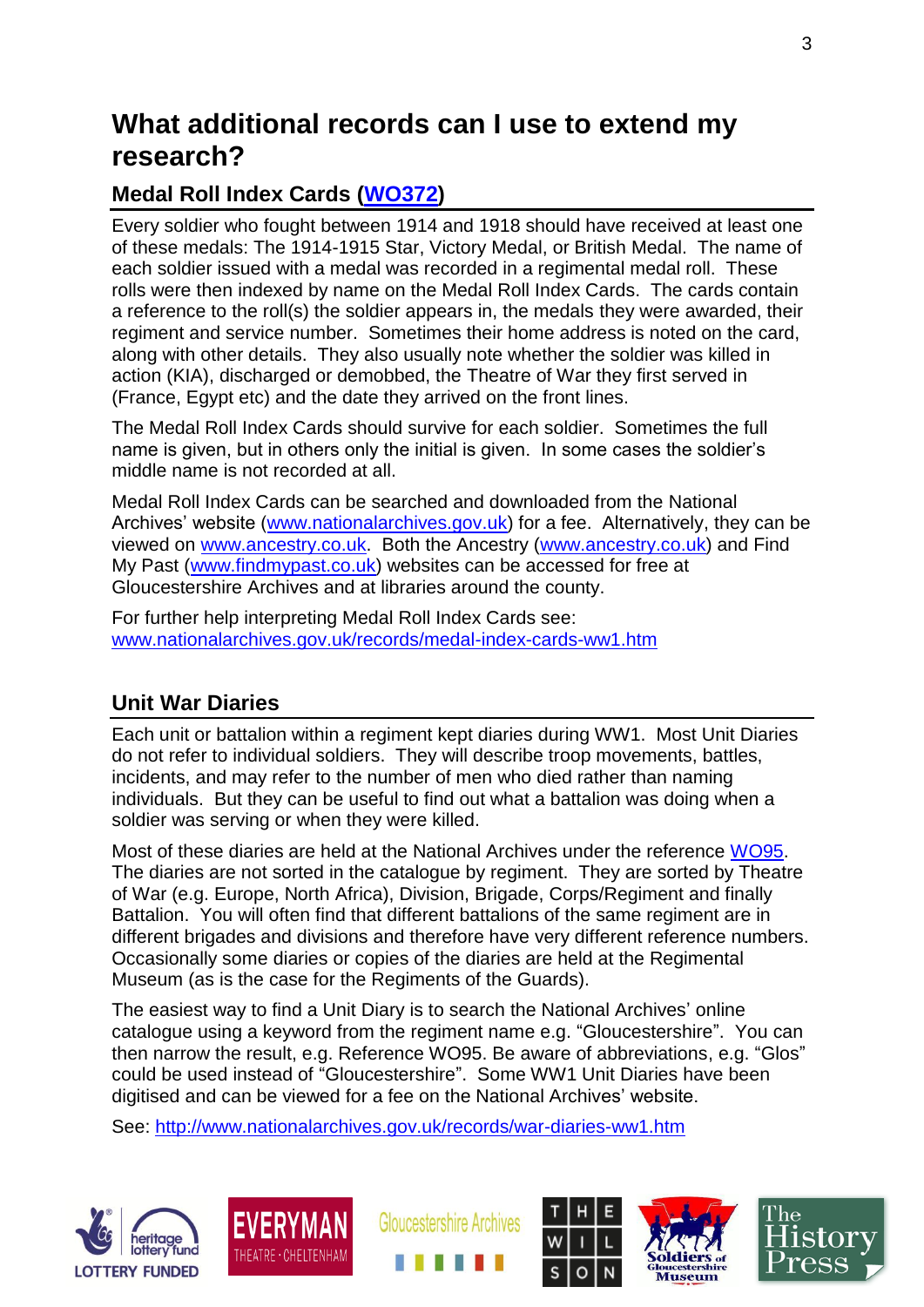# What additional records can I use to extend my research?

## Medal Roll Index Cards ([WO372](WO372))

Every soldier who fought between 1914 and 1918 should have received at least one of these medals: The 1914-1915 Star, Victory Medal, or British Medal. The name of each soldier issued with a medal was recorded in a regimental medal roll. These rolls were then indexed by name on the Medal Roll Index Cards. The cards contain a reference to the roll(s) the soldier appears in, the medals they were awarded, their regiment and service number. Sometimes their home address is noted on the card, along with other details. They also usually note whether the soldier was killed in action (KIA), discharged or demobbed, the Theatre of War they first served in (France, Egypt etc) and the date they arrived on the front lines.

The Medal Roll Index Cards should survive for each soldier. Sometimes the full name is given, but in others only the initial is given. In some cases the soldier's middle name is not recorded at all.

Medal Roll Index Cards can be searched and downloaded from the National Archives' website (www.nationalarchives.gov.uk) for a fee. Alternatively, they can be viewed on www.ancestry.co.uk. Both the Ancestry (www.ancestry.co.uk) and Find My Past (www.findmypast.co.uk) websites can be accessed for free at Gloucestershire Archives and at libraries around the county.

For further help interpreting Medal Roll Index Cards see: www.nationalarchives.gov.uk/records/medal-index-cards-ww1.htm

## Unit War Diaries

Each unit or battalion within a regiment kept diaries during WW1. Most Unit Diaries do not refer to individual soldiers. They will describe troop movements, battles, incidents, and may refer to the number of men who died rather than naming individuals. But they can be useful to find out what a battalion was doing when a soldier was serving or when they were killed.

Most of these diaries are held at the National Archives under the reference WO95. The diaries are not sorted in the catalogue by regiment. They are sorted by Theatre of War (e.g. Europe, North Africa), Division, Brigade, Corps/Regiment and finally Battalion. You will often find that different battalions of the same regiment are in different brigades and divisions and therefore have very different reference numbers. Occasionally some diaries or copies of the diaries are held at the Regimental Museum (as is the case for the Regiments of the Guards).

The easiest way to find a Unit Diary is to search the National Archives' online catalogue using a keyword from the regiment name e.g. "Gloucestershire". You can then narrow the result, e.g. Reference WO95. Be aware of abbreviations, e.g. "Glos" could be used instead of "Gloucestershire". Some WW1 Unit Diaries have been digitised and can be viewed for a fee on the National Archives' website.

See: http://www.nationalarchives.gov.uk/records/war-diaries-ww1.htm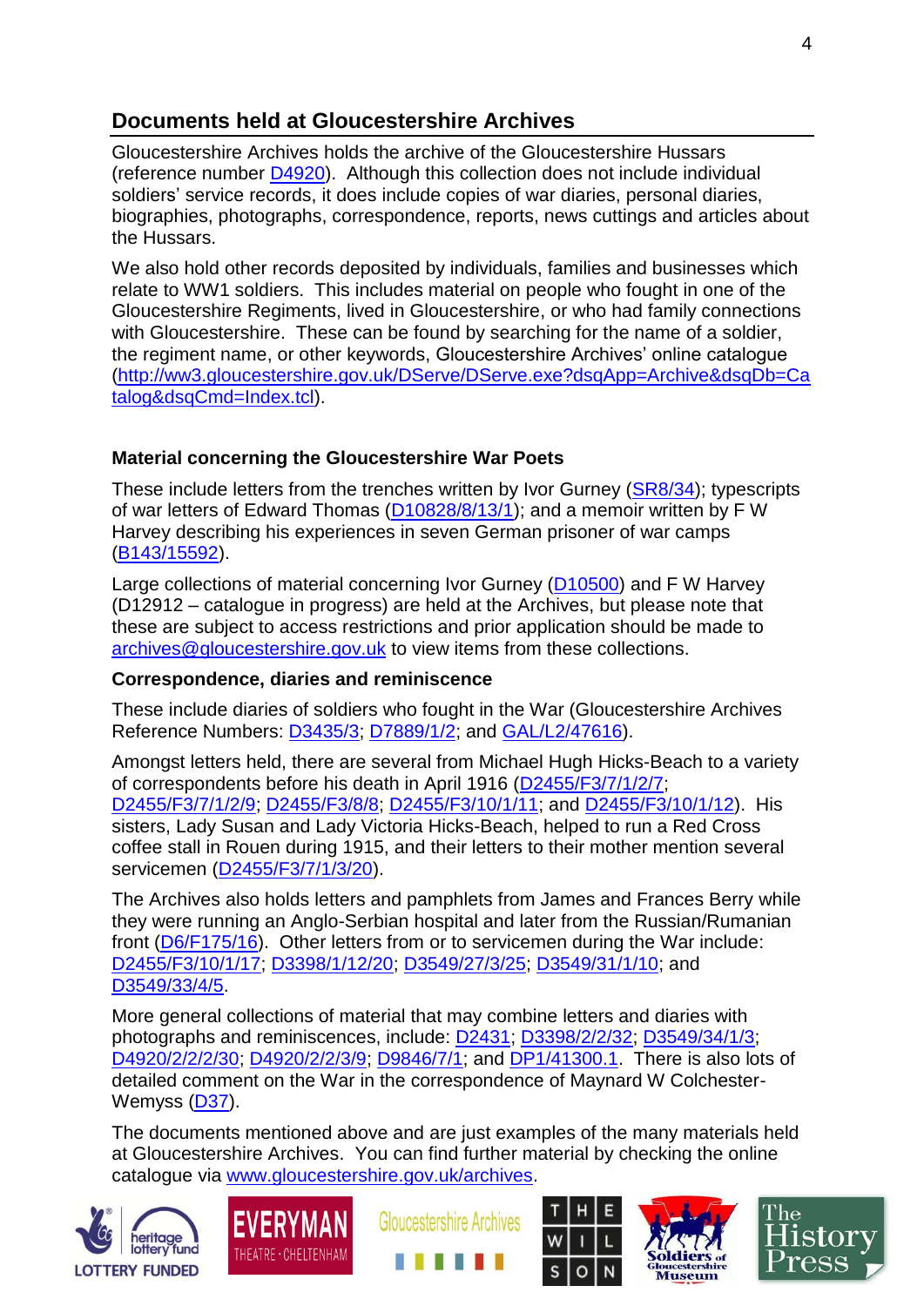## Documents held at Gloucestershire Archives

Gloucestershire Archives holds the archive of the Gloucestershire Hussars (reference number D4920). Although this collection does not include individual soldiers' service records, it does include copies of war diaries, personal diaries, biographies, photographs, correspondence, reports, news cuttings and articles about the Hussars.

We also hold other records deposited by individuals, families and businesses which relate to WW1 soldiers. This includes material on people who fought in one of the Gloucestershire Regiments, lived in Gloucestershire, or who had family connections with Gloucestershire. These can be found by searching for the name of a soldier, the regiment name, or other keywords, Gloucestershire Archives' online catalogue (http://ww3.gloucestershire.gov.uk/DServe/DServe.exe?dsqApp=Archive&dsqDb=Catalog&dsqCmd=Index.tcl).

### Material concerning the Gloucestershire War Poets

These include letters from the trenches written by Ivor Gurney (SR8/34); typescripts of war letters of Edward Thomas (D10828/8/13/1); and a memoir written by F W Harvey describing his experiences in seven German prisoner of war camps (B143/15592).

Large collections of material concerning Ivor Gurney (D10500) and F W Harvey (D12912 – catalogue in progress) are held at the Archives, but please note that these are subject to access restrictions and prior application should be made to archives@gloucestershire.gov.uk to view items from these collections.

### Correspondence, diaries and reminiscence

These include diaries of soldiers who fought in the War (Gloucestershire Archives Reference Numbers: D3435/3; D7889/1/2; and GAL/L2/47616).

Amongst letters held, there are several from Michael Hugh Hicks-Beach to a variety of correspondents before his death in April 1916 (D2455/F3/7/1/2/7; D2455/F3/7/1/2/9; D2455/F3/8/8; D2455/F3/10/1/11; and D2455/F3/10/1/12). His sisters, Lady Susan and Lady Victoria Hicks-Beach, helped to run a Red Cross coffee stall in Rouen during 1915, and their letters to their mother mention several servicemen (D2455/F3/7/1/3/20).

The Archives also holds letters and pamphlets from James and Frances Berry while they were running an Anglo-Serbian hospital and later from the Russian/Rumanian front (D6/F175/16). Other letters from or to servicemen during the War include: D2455/F3/10/1/17; D3398/1/12/20; D3549/27/3/25; D3549/31/1/10; and D3549/33/4/5.

More general collections of material that may combine letters and diaries with photographs and reminiscences, include: D2431; D3398/2/2/32; D3549/34/1/3; D4920/2/2/2/30; D4920/2/2/3/9; D9846/7/1; and DP1/41300.1. There is also lots of detailed comment on the War in the correspondence of Maynard W Colchester-Wemyss (D37).

The documents mentioned above and are just examples of the many materials held at Gloucestershire Archives. You can find further material by checking the online catalogue via www.gloucestershire.gov.uk/archives.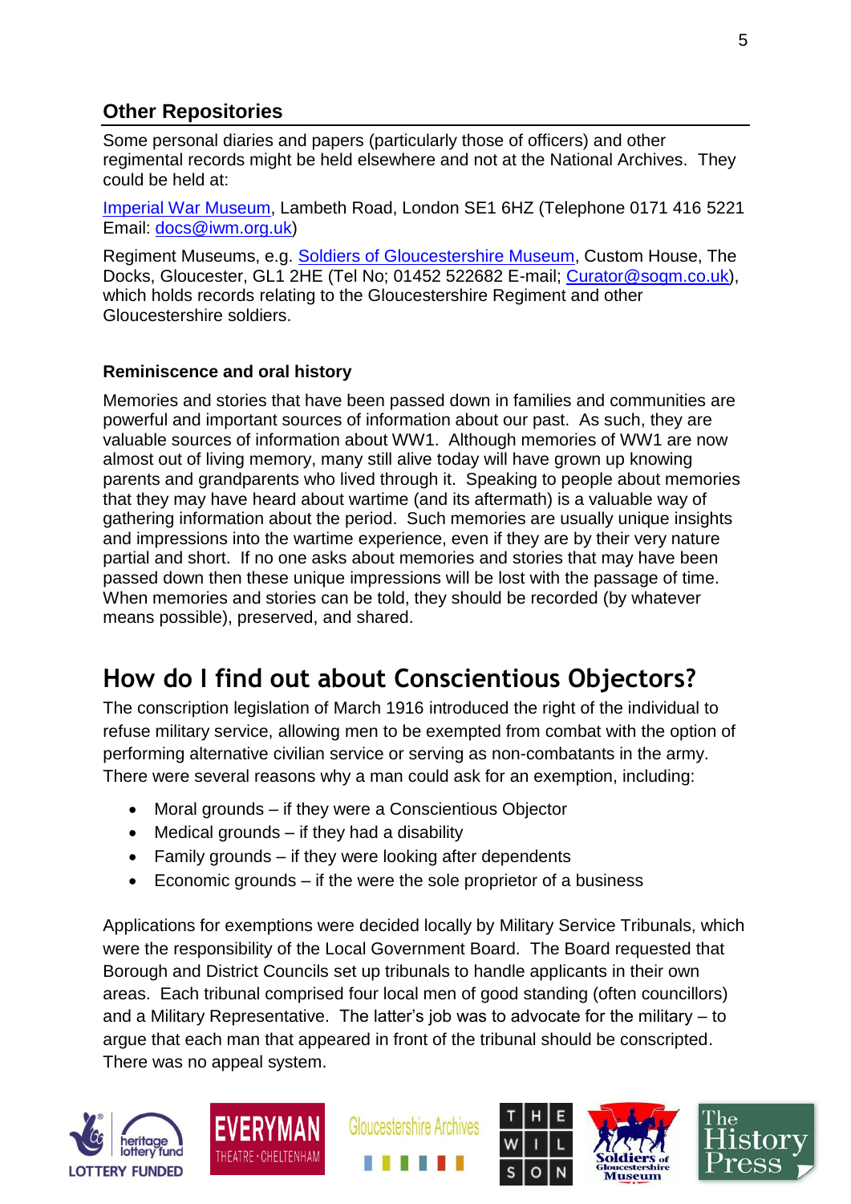## Other Repositories

Some personal diaries and papers (particularly those of officers) and other regimental records might be held elsewhere and not at the National Archives. They could be held at:

Imperial War Museum, Lambeth Road, London SE1 6HZ (Telephone 0171 416 5221 Email: docs@iwm.org.uk)

Regiment Museums, e.g. Soldiers of Gloucestershire Museum, Custom House, The Docks, Gloucester, GL1 2HE (Tel No; 01452 522682 E-mail; Curator@sogm.co.uk), which holds records relating to the Gloucestershire Regiment and other Gloucestershire soldiers.

### Reminiscence and oral history

Memories and stories that have been passed down in families and communities are powerful and important sources of information about our past. As such, they are valuable sources of information about WW1. Although memories of WW1 are now almost out of living memory, many still alive today will have grown up knowing parents and grandparents who lived through it. Speaking to people about memories that they may have heard about wartime (and its aftermath) is a valuable way of gathering information about the period. Such memories are usually unique insights and impressions into the wartime experience, even if they are by their very nature partial and short. If no one asks about memories and stories that may have been passed down then these unique impressions will be lost with the passage of time. When memories and stories can be told, they should be recorded (by whatever means possible), preserved, and shared.

# How do I find out about Conscientious Objectors?

The conscription legislation of March 1916 introduced the right of the individual to refuse military service, allowing men to be exempted from combat with the option of performing alternative civilian service or serving as non-combatants in the army. There were several reasons why a man could ask for an exemption, including:

- Moral grounds – if they were a Conscientious Objector
- Medical grounds – if they had a disability
- Family grounds – if they were looking after dependents
- Economic grounds – if the were the sole proprietor of a business

Applications for exemptions were decided locally by Military Service Tribunals, which were the responsibility of the Local Government Board. The Board requested that Borough and District Councils set up tribunals to handle applicants in their own areas. Each tribunal comprised four local men of good standing (often councillors) and a Military Representative. The latter's job was to advocate for the military – to argue that each man that appeared in front of the tribunal should be conscripted. There was no appeal system.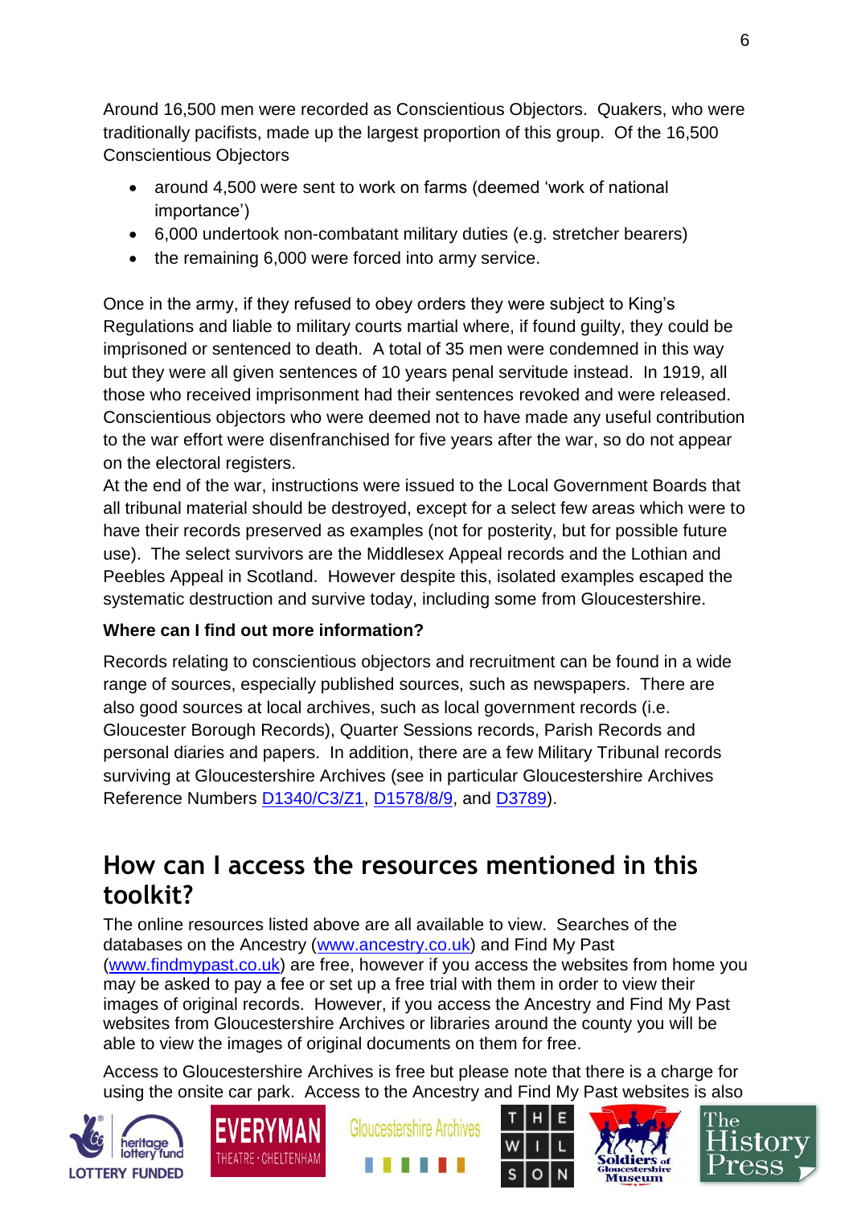Around 16,500 men were recorded as Conscientious Objectors. Quakers, who were traditionally pacifists, made up the largest proportion of this group. Of the 16,500 Conscientious Objectors

- around 4,500 were sent to work on farms (deemed 'work of national importance')
- 6,000 undertook non-combatant military duties (e.g. stretcher bearers)
- the remaining 6,000 were forced into army service.

Once in the army, if they refused to obey orders they were subject to King's Regulations and liable to military courts martial where, if found guilty, they could be imprisoned or sentenced to death. A total of 35 men were condemned in this way but they were all given sentences of 10 years penal servitude instead. In 1919, all those who received imprisonment had their sentences revoked and were released. Conscientious objectors who were deemed not to have made any useful contribution to the war effort were disenfranchised for five years after the war, so do not appear on the electoral registers.

At the end of the war, instructions were issued to the Local Government Boards that all tribunal material should be destroyed, except for a select few areas which were to have their records preserved as examples (not for posterity, but for possible future use). The select survivors are the Middlesex Appeal records and the Lothian and Peebles Appeal in Scotland. However despite this, isolated examples escaped the systematic destruction and survive today, including some from Gloucestershire.

**Where can I find out more information?**

Records relating to conscientious objectors and recruitment can be found in a wide range of sources, especially published sources, such as newspapers. There are also good sources at local archives, such as local government records (i.e. Gloucester Borough Records), Quarter Sessions records, Parish Records and personal diaries and papers. In addition, there are a few Military Tribunal records surviving at Gloucestershire Archives (see in particular Gloucestershire Archives Reference Numbers D1340/C3/Z1, D1578/8/9, and D3789).

## How can I access the resources mentioned in this toolkit?

The online resources listed above are all available to view. Searches of the databases on the Ancestry (www.ancestry.co.uk) and Find My Past (www.findmypast.co.uk) are free, however if you access the websites from home you may be asked to pay a fee or set up a free trial with them in order to view their images of original records. However, if you access the Ancestry and Find My Past websites from Gloucestershire Archives or libraries around the county you will be able to view the images of original documents on them for free.

Access to Gloucestershire Archives is free but please note that there is a charge for using the onsite car park. Access to the Ancestry and Find My Past websites is also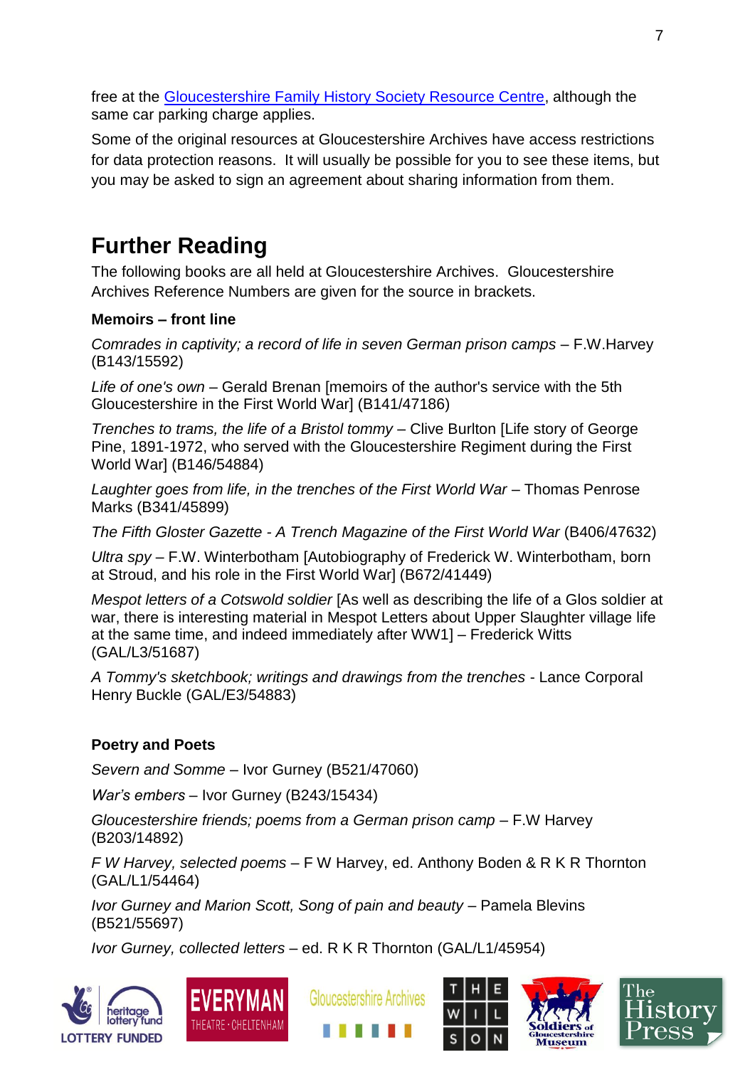free at the [Gloucestershire Family History Society Resource Centre](), although the same car parking charge applies.

Some of the original resources at Gloucestershire Archives have access restrictions for data protection reasons. It will usually be possible for you to see these items, but you may be asked to sign an agreement about sharing information from them.

# Further Reading

The following books are all held at Gloucestershire Archives. Gloucestershire Archives Reference Numbers are given for the source in brackets.

**Memoirs – front line**

*Comrades in captivity; a record of life in seven German prison camps* – F.W.Harvey (B143/15592)

*Life of one's own* – Gerald Brenan [memoirs of the author's service with the 5th Gloucestershire in the First World War] (B141/47186)

*Trenches to trams, the life of a Bristol tommy* – Clive Burlton [Life story of George Pine, 1891-1972, who served with the Gloucestershire Regiment during the First World War] (B146/54884)

*Laughter goes from life, in the trenches of the First World War* – Thomas Penrose Marks (B341/45899)

*The Fifth Gloster Gazette - A Trench Magazine of the First World War* (B406/47632)

*Ultra spy* – F.W. Winterbotham [Autobiography of Frederick W. Winterbotham, born at Stroud, and his role in the First World War] (B672/41449)

*Mespot letters of a Cotswold soldier* [As well as describing the life of a Glos soldier at war, there is interesting material in Mespot Letters about Upper Slaughter village life at the same time, and indeed immediately after WW1] – Frederick Witts (GAL/L3/51687)

*A Tommy's sketchbook; writings and drawings from the trenches* - Lance Corporal Henry Buckle (GAL/E3/54883)

**Poetry and Poets**

*Severn and Somme* – Ivor Gurney (B521/47060)

*War's embers* – Ivor Gurney (B243/15434)

*Gloucestershire friends; poems from a German prison camp* – F.W Harvey (B203/14892)

*F W Harvey, selected poems* – F W Harvey, ed. Anthony Boden & R K R Thornton (GAL/L1/54464)

*Ivor Gurney and Marion Scott, Song of pain and beauty* – Pamela Blevins (B521/55697)

*Ivor Gurney, collected letters* – ed. R K R Thornton (GAL/L1/45954)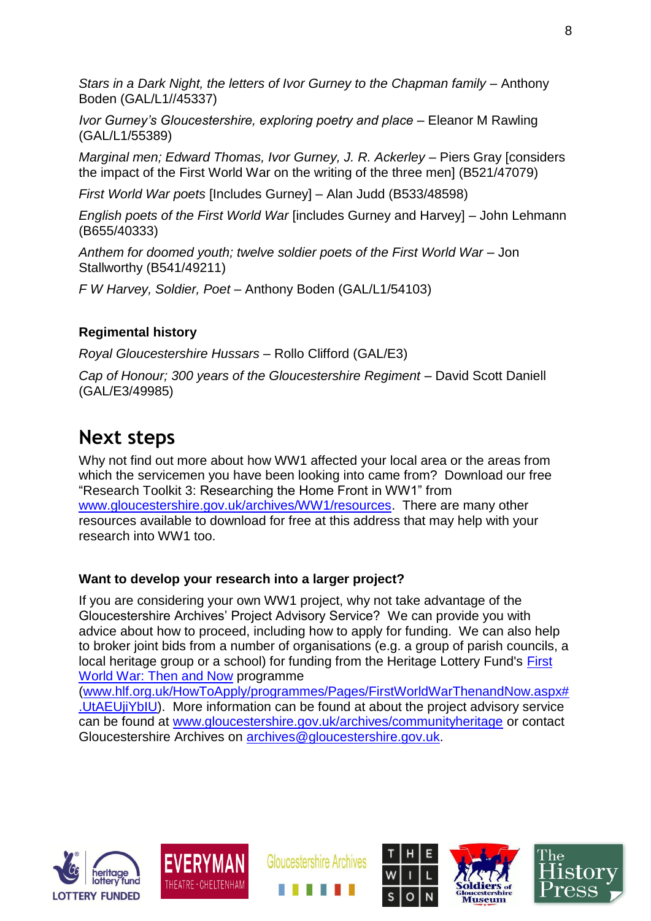*Stars in a Dark Night, the letters of Ivor Gurney to the Chapman family* – Anthony Boden (GAL/L1//45337)

*Ivor Gurney's Gloucestershire, exploring poetry and place* – Eleanor M Rawling (GAL/L1/55389)

*Marginal men; Edward Thomas, Ivor Gurney, J. R. Ackerley* – Piers Gray [considers the impact of the First World War on the writing of the three men] (B521/47079)

*First World War poets* [Includes Gurney] – Alan Judd (B533/48598)

*English poets of the First World War* [includes Gurney and Harvey] – John Lehmann (B655/40333)

*Anthem for doomed youth; twelve soldier poets of the First World War* – Jon Stallworthy (B541/49211)

*F W Harvey, Soldier, Poet* – Anthony Boden (GAL/L1/54103)

**Regimental history**

*Royal Gloucestershire Hussars* – Rollo Clifford (GAL/E3)

*Cap of Honour; 300 years of the Gloucestershire Regiment* – David Scott Daniell (GAL/E3/49985)

## Next steps

Why not find out more about how WW1 affected your local area or the areas from which the servicemen you have been looking into came from? Download our free "Research Toolkit 3: Researching the Home Front in WW1" from www.gloucestershire.gov.uk/archives/WW1/resources. There are many other resources available to download for free at this address that may help with your research into WW1 too.

**Want to develop your research into a larger project?**

If you are considering your own WW1 project, why not take advantage of the Gloucestershire Archives' Project Advisory Service? We can provide you with advice about how to proceed, including how to apply for funding. We can also help to broker joint bids from a number of organisations (e.g. a group of parish councils, a local heritage group or a school) for funding from the Heritage Lottery Fund's First World War: Then and Now programme (www.hlf.org.uk/HowToApply/programmes/Pages/FirstWorldWarThenandNow.aspx#.UtAEUjiYbIU). More information can be found at about the project advisory service can be found at www.gloucestershire.gov.uk/archives/communityheritage or contact Gloucestershire Archives on archives@gloucestershire.gov.uk.